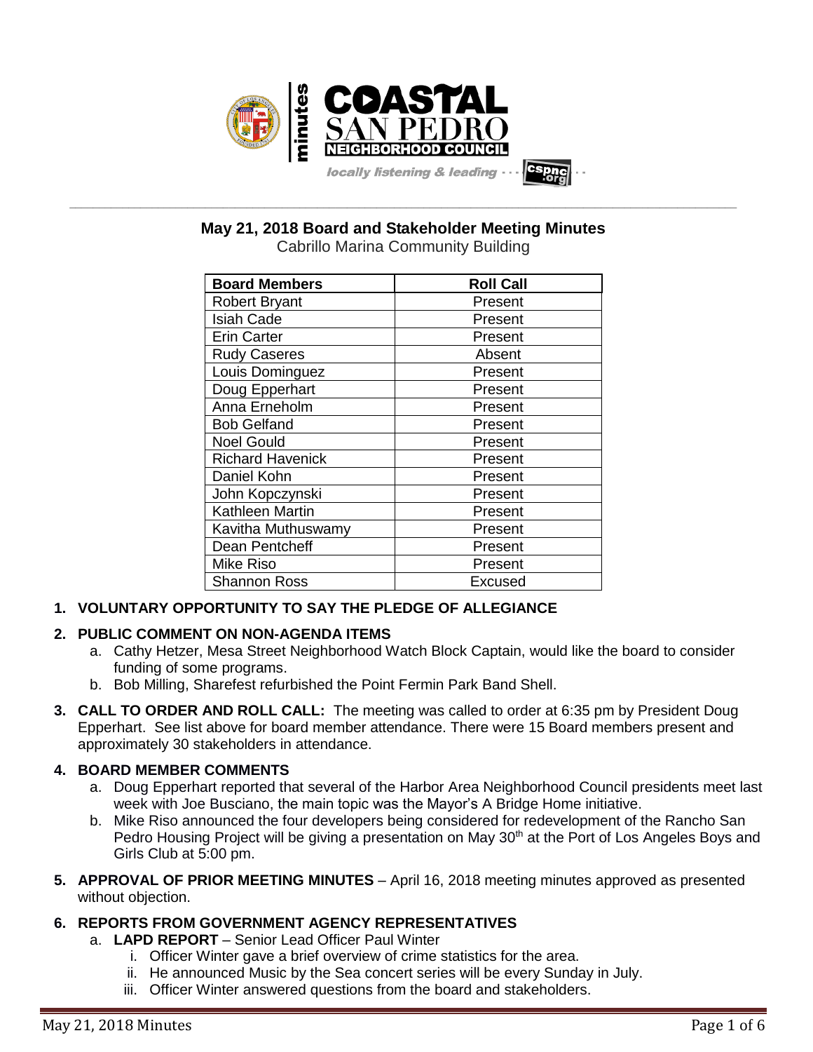**minutes**

# COASTAL SAN PEDRO NEIGHBORHOOD COUNCIL

*locally listening & leading* cspnc.org

---

## May 21, 2018 Board and Stakeholder Meeting Minutes

Cabrillo Marina Community Building

| Board Members | Roll Call |
|---|---|
| Robert Bryant | Present |
| Isiah Cade | Present |
| Erin Carter | Present |
| Rudy Caseres | Absent |
| Louis Dominguez | Present |
| Doug Epperhart | Present |
| Anna Erneholm | Present |
| Bob Gelfand | Present |
| Noel Gould | Present |
| Richard Havenick | Present |
| Daniel Kohn | Present |
| John Kopczynski | Present |
| Kathleen Martin | Present |
| Kavitha Muthuswamy | Present |
| Dean Pentcheff | Present |
| Mike Riso | Present |
| Shannon Ross | Excused |

1. **VOLUNTARY OPPORTUNITY TO SAY THE PLEDGE OF ALLEGIANCE**

2. **PUBLIC COMMENT ON NON-AGENDA ITEMS**
   a. Cathy Hetzer, Mesa Street Neighborhood Watch Block Captain, would like the board to consider funding of some programs.
   b. Bob Milling, Sharefest refurbished the Point Fermin Park Band Shell.

3. **CALL TO ORDER AND ROLL CALL:** The meeting was called to order at 6:35 pm by President Doug Epperhart. See list above for board member attendance. There were 15 Board members present and approximately 30 stakeholders in attendance.

4. **BOARD MEMBER COMMENTS**
   a. Doug Epperhart reported that several of the Harbor Area Neighborhood Council presidents meet last week with Joe Busciano, the main topic was the Mayor's A Bridge Home initiative.
   b. Mike Riso announced the four developers being considered for redevelopment of the Rancho San Pedro Housing Project will be giving a presentation on May 30th at the Port of Los Angeles Boys and Girls Club at 5:00 pm.

5. **APPROVAL OF PRIOR MEETING MINUTES** – April 16, 2018 meeting minutes approved as presented without objection.

6. **REPORTS FROM GOVERNMENT AGENCY REPRESENTATIVES**
   a. **LAPD REPORT** – Senior Lead Officer Paul Winter
      i. Officer Winter gave a brief overview of crime statistics for the area.
      ii. He announced Music by the Sea concert series will be every Sunday in July.
      iii. Officer Winter answered questions from the board and stakeholders.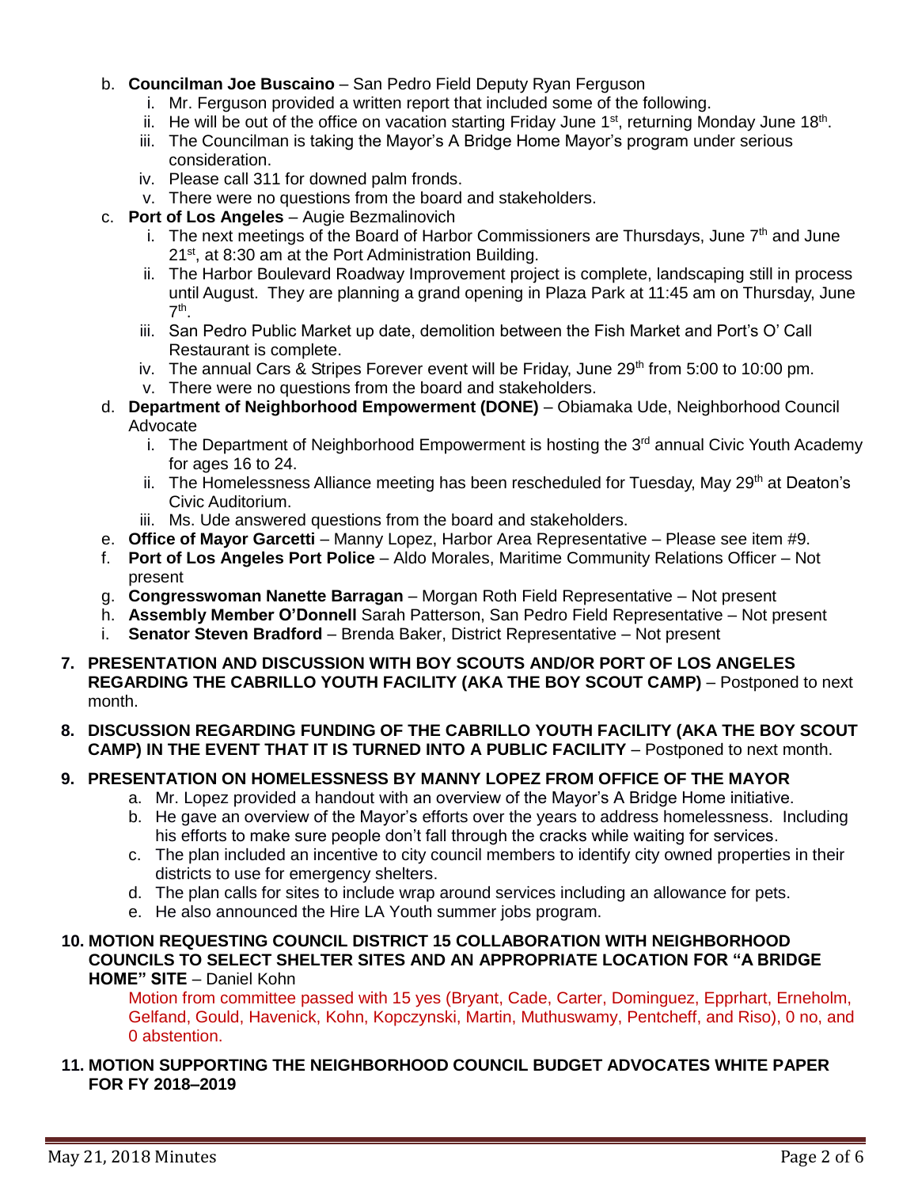b. **Councilman Joe Buscaino** – San Pedro Field Deputy Ryan Ferguson
   i. Mr. Ferguson provided a written report that included some of the following.
   ii. He will be out of the office on vacation starting Friday June 1st, returning Monday June 18th.
   iii. The Councilman is taking the Mayor's A Bridge Home Mayor's program under serious consideration.
   iv. Please call 311 for downed palm fronds.
   v. There were no questions from the board and stakeholders.

c. **Port of Los Angeles** – Augie Bezmalinovich
   i. The next meetings of the Board of Harbor Commissioners are Thursdays, June 7th and June 21st, at 8:30 am at the Port Administration Building.
   ii. The Harbor Boulevard Roadway Improvement project is complete, landscaping still in process until August. They are planning a grand opening in Plaza Park at 11:45 am on Thursday, June 7th.
   iii. San Pedro Public Market up date, demolition between the Fish Market and Port's O' Call Restaurant is complete.
   iv. The annual Cars & Stripes Forever event will be Friday, June 29th from 5:00 to 10:00 pm.
   v. There were no questions from the board and stakeholders.

d. **Department of Neighborhood Empowerment (DONE)** – Obiamaka Ude, Neighborhood Council Advocate
   i. The Department of Neighborhood Empowerment is hosting the 3rd annual Civic Youth Academy for ages 16 to 24.
   ii. The Homelessness Alliance meeting has been rescheduled for Tuesday, May 29th at Deaton's Civic Auditorium.
   iii. Ms. Ude answered questions from the board and stakeholders.

e. **Office of Mayor Garcetti** – Manny Lopez, Harbor Area Representative – Please see item #9.

f. **Port of Los Angeles Port Police** – Aldo Morales, Maritime Community Relations Officer – Not present

g. **Congresswoman Nanette Barragan** – Morgan Roth Field Representative – Not present

h. **Assembly Member O'Donnell** Sarah Patterson, San Pedro Field Representative – Not present

i. **Senator Steven Bradford** – Brenda Baker, District Representative – Not present

**7. PRESENTATION AND DISCUSSION WITH BOY SCOUTS AND/OR PORT OF LOS ANGELES REGARDING THE CABRILLO YOUTH FACILITY (AKA THE BOY SCOUT CAMP)** – Postponed to next month.

**8. DISCUSSION REGARDING FUNDING OF THE CABRILLO YOUTH FACILITY (AKA THE BOY SCOUT CAMP) IN THE EVENT THAT IT IS TURNED INTO A PUBLIC FACILITY** – Postponed to next month.

**9. PRESENTATION ON HOMELESSNESS BY MANNY LOPEZ FROM OFFICE OF THE MAYOR**
   a. Mr. Lopez provided a handout with an overview of the Mayor's A Bridge Home initiative.
   b. He gave an overview of the Mayor's efforts over the years to address homelessness. Including his efforts to make sure people don't fall through the cracks while waiting for services.
   c. The plan included an incentive to city council members to identify city owned properties in their districts to use for emergency shelters.
   d. The plan calls for sites to include wrap around services including an allowance for pets.
   e. He also announced the Hire LA Youth summer jobs program.

**10. MOTION REQUESTING COUNCIL DISTRICT 15 COLLABORATION WITH NEIGHBORHOOD COUNCILS TO SELECT SHELTER SITES AND AN APPROPRIATE LOCATION FOR "A BRIDGE HOME" SITE** – Daniel Kohn

Motion from committee passed with 15 yes (Bryant, Cade, Carter, Dominguez, Epprhart, Erneholm, Gelfand, Gould, Havenick, Kohn, Kopczynski, Martin, Muthuswamy, Pentcheff, and Riso), 0 no, and 0 abstention.

**11. MOTION SUPPORTING THE NEIGHBORHOOD COUNCIL BUDGET ADVOCATES WHITE PAPER FOR FY 2018–2019**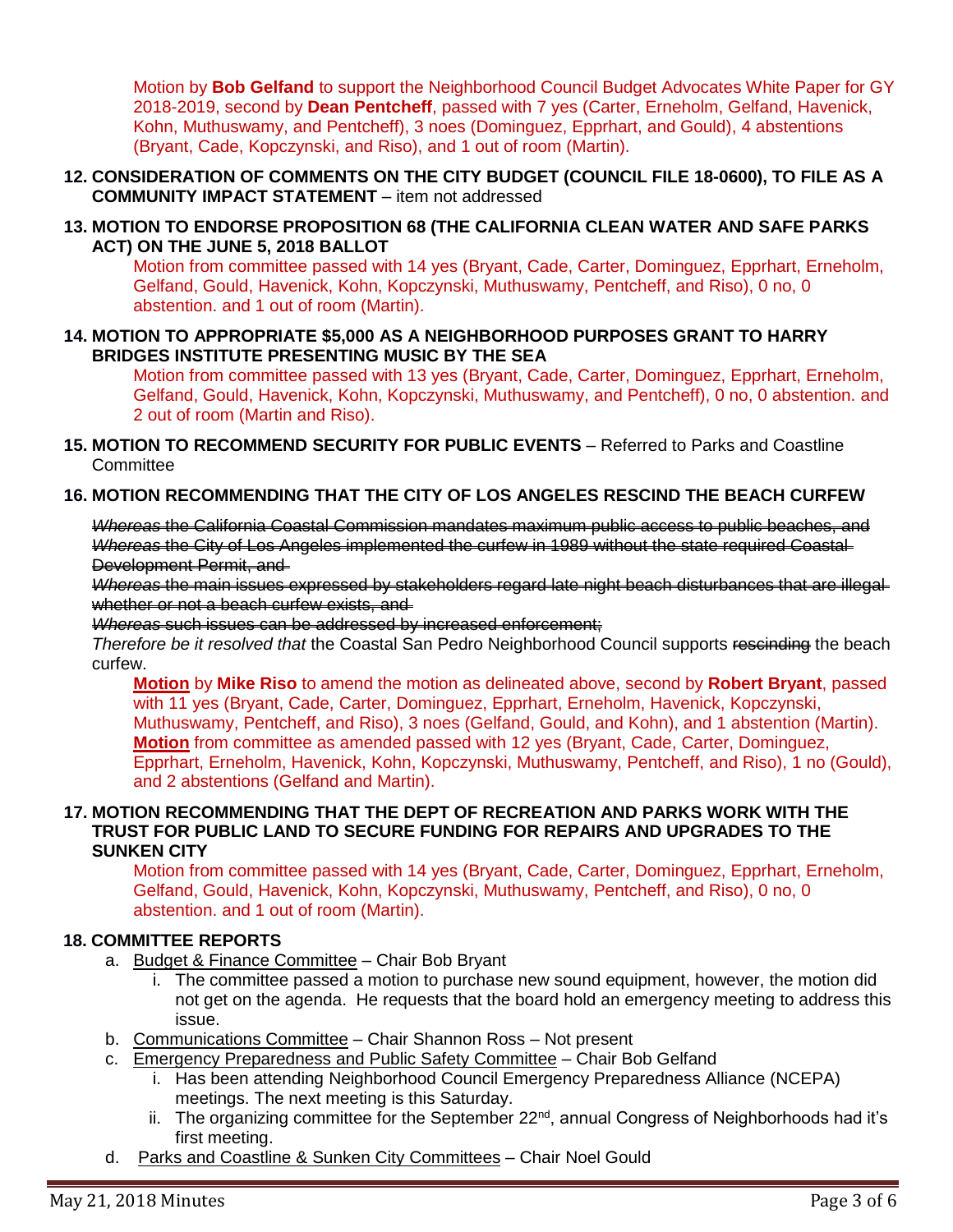Motion by **Bob Gelfand** to support the Neighborhood Council Budget Advocates White Paper for GY 2018-2019, second by **Dean Pentcheff**, passed with 7 yes (Carter, Erneholm, Gelfand, Havenick, Kohn, Muthuswamy, and Pentcheff), 3 noes (Dominguez, Epprhart, and Gould), 4 abstentions (Bryant, Cade, Kopczynski, and Riso), and 1 out of room (Martin).

**12. CONSIDERATION OF COMMENTS ON THE CITY BUDGET (COUNCIL FILE 18-0600), TO FILE AS A COMMUNITY IMPACT STATEMENT** – item not addressed

**13. MOTION TO ENDORSE PROPOSITION 68 (THE CALIFORNIA CLEAN WATER AND SAFE PARKS ACT) ON THE JUNE 5, 2018 BALLOT**

Motion from committee passed with 14 yes (Bryant, Cade, Carter, Dominguez, Epprhart, Erneholm, Gelfand, Gould, Havenick, Kohn, Kopczynski, Muthuswamy, Pentcheff, and Riso), 0 no, 0 abstention. and 1 out of room (Martin).

**14. MOTION TO APPROPRIATE $5,000 AS A NEIGHBORHOOD PURPOSES GRANT TO HARRY BRIDGES INSTITUTE PRESENTING MUSIC BY THE SEA**

Motion from committee passed with 13 yes (Bryant, Cade, Carter, Dominguez, Epprhart, Erneholm, Gelfand, Gould, Havenick, Kohn, Kopczynski, Muthuswamy, and Pentcheff), 0 no, 0 abstention. and 2 out of room (Martin and Riso).

**15. MOTION TO RECOMMEND SECURITY FOR PUBLIC EVENTS** – Referred to Parks and Coastline Committee

**16. MOTION RECOMMENDING THAT THE CITY OF LOS ANGELES RESCIND THE BEACH CURFEW**

~~*Whereas* the California Coastal Commission mandates maximum public access to public beaches, and~~
~~*Whereas* the City of Los Angeles implemented the curfew in 1989 without the state required Coastal Development Permit, and~~
~~*Whereas* the main issues expressed by stakeholders regard late night beach disturbances that are illegal whether or not a beach curfew exists, and~~
~~*Whereas* such issues can be addressed by increased enforcement;~~
*Therefore be it resolved that* the Coastal San Pedro Neighborhood Council supports ~~rescinding~~ the beach curfew.

**Motion** by **Mike Riso** to amend the motion as delineated above, second by **Robert Bryant**, passed with 11 yes (Bryant, Cade, Carter, Dominguez, Epprhart, Erneholm, Havenick, Kopczynski, Muthuswamy, Pentcheff, and Riso), 3 noes (Gelfand, Gould, and Kohn), and 1 abstention (Martin).
**Motion** from committee as amended passed with 12 yes (Bryant, Cade, Carter, Dominguez, Epprhart, Erneholm, Havenick, Kohn, Kopczynski, Muthuswamy, Pentcheff, and Riso), 1 no (Gould), and 2 abstentions (Gelfand and Martin).

**17. MOTION RECOMMENDING THAT THE DEPT OF RECREATION AND PARKS WORK WITH THE TRUST FOR PUBLIC LAND TO SECURE FUNDING FOR REPAIRS AND UPGRADES TO THE SUNKEN CITY**

Motion from committee passed with 14 yes (Bryant, Cade, Carter, Dominguez, Epprhart, Erneholm, Gelfand, Gould, Havenick, Kohn, Kopczynski, Muthuswamy, Pentcheff, and Riso), 0 no, 0 abstention. and 1 out of room (Martin).

**18. COMMITTEE REPORTS**

a. Budget & Finance Committee – Chair Bob Bryant
   i. The committee passed a motion to purchase new sound equipment, however, the motion did not get on the agenda. He requests that the board hold an emergency meeting to address this issue.

b. Communications Committee – Chair Shannon Ross – Not present

c. Emergency Preparedness and Public Safety Committee – Chair Bob Gelfand
   i. Has been attending Neighborhood Council Emergency Preparedness Alliance (NCEPA) meetings. The next meeting is this Saturday.
   ii. The organizing committee for the September 22nd, annual Congress of Neighborhoods had it's first meeting.

d. Parks and Coastline & Sunken City Committees – Chair Noel Gould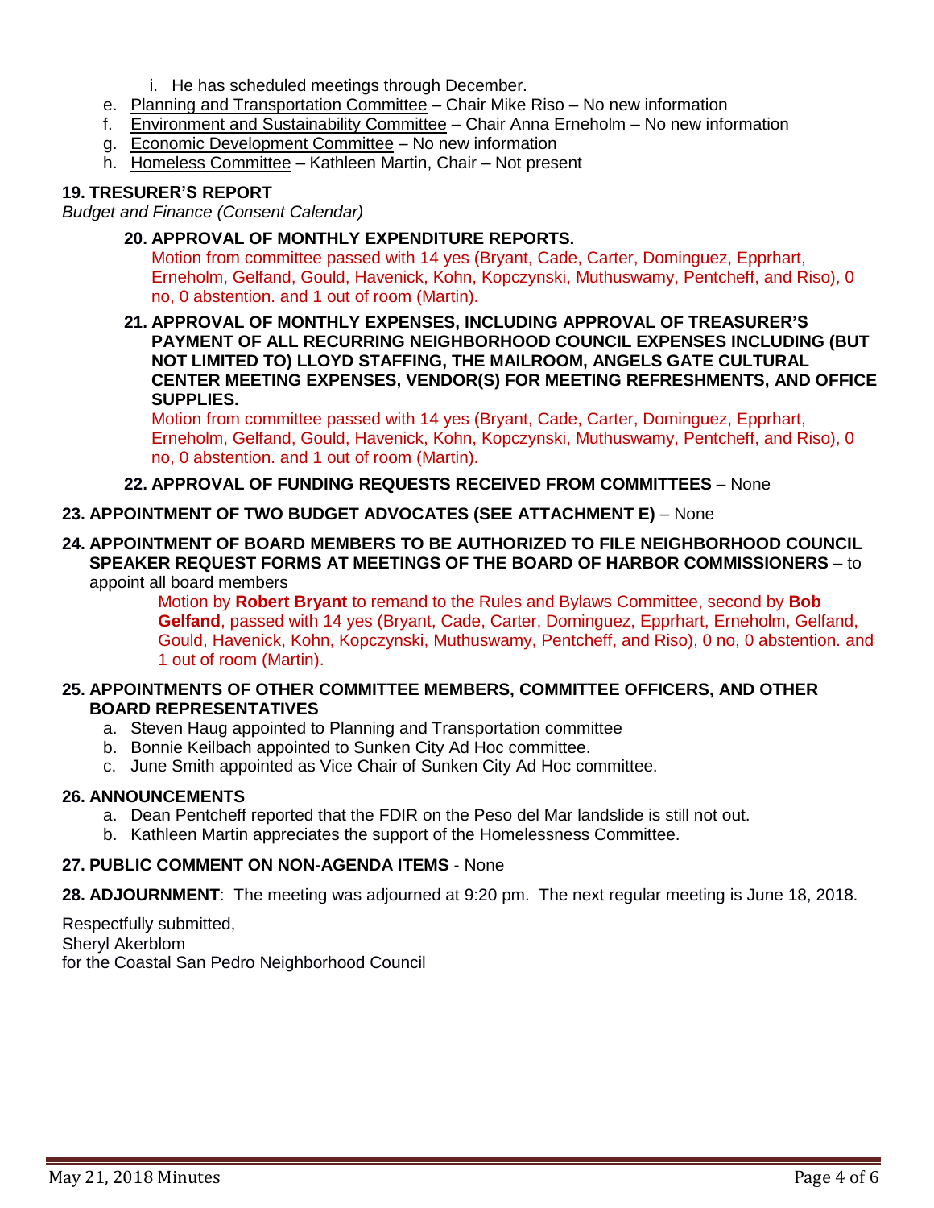i. He has scheduled meetings through December.

e. Planning and Transportation Committee – Chair Mike Riso – No new information
f. Environment and Sustainability Committee – Chair Anna Erneholm – No new information
g. Economic Development Committee – No new information
h. Homeless Committee – Kathleen Martin, Chair – Not present

**19. TRESURER'S REPORT**

*Budget and Finance (Consent Calendar)*

**20. APPROVAL OF MONTHLY EXPENDITURE REPORTS.**

Motion from committee passed with 14 yes (Bryant, Cade, Carter, Dominguez, Epprhart, Erneholm, Gelfand, Gould, Havenick, Kohn, Kopczynski, Muthuswamy, Pentcheff, and Riso), 0 no, 0 abstention. and 1 out of room (Martin).

**21. APPROVAL OF MONTHLY EXPENSES, INCLUDING APPROVAL OF TREASURER'S PAYMENT OF ALL RECURRING NEIGHBORHOOD COUNCIL EXPENSES INCLUDING (BUT NOT LIMITED TO) LLOYD STAFFING, THE MAILROOM, ANGELS GATE CULTURAL CENTER MEETING EXPENSES, VENDOR(S) FOR MEETING REFRESHMENTS, AND OFFICE SUPPLIES.**

Motion from committee passed with 14 yes (Bryant, Cade, Carter, Dominguez, Epprhart, Erneholm, Gelfand, Gould, Havenick, Kohn, Kopczynski, Muthuswamy, Pentcheff, and Riso), 0 no, 0 abstention. and 1 out of room (Martin).

**22. APPROVAL OF FUNDING REQUESTS RECEIVED FROM COMMITTEES** – None

**23. APPOINTMENT OF TWO BUDGET ADVOCATES (SEE ATTACHMENT E)** – None

**24. APPOINTMENT OF BOARD MEMBERS TO BE AUTHORIZED TO FILE NEIGHBORHOOD COUNCIL SPEAKER REQUEST FORMS AT MEETINGS OF THE BOARD OF HARBOR COMMISSIONERS** – to appoint all board members

Motion by **Robert Bryant** to remand to the Rules and Bylaws Committee, second by **Bob Gelfand**, passed with 14 yes (Bryant, Cade, Carter, Dominguez, Epprhart, Erneholm, Gelfand, Gould, Havenick, Kohn, Kopczynski, Muthuswamy, Pentcheff, and Riso), 0 no, 0 abstention. and 1 out of room (Martin).

**25. APPOINTMENTS OF OTHER COMMITTEE MEMBERS, COMMITTEE OFFICERS, AND OTHER BOARD REPRESENTATIVES**

a. Steven Haug appointed to Planning and Transportation committee
b. Bonnie Keilbach appointed to Sunken City Ad Hoc committee.
c. June Smith appointed as Vice Chair of Sunken City Ad Hoc committee.

**26. ANNOUNCEMENTS**

a. Dean Pentcheff reported that the FDIR on the Peso del Mar landslide is still not out.
b. Kathleen Martin appreciates the support of the Homelessness Committee.

**27. PUBLIC COMMENT ON NON-AGENDA ITEMS** - None

**28. ADJOURNMENT**: The meeting was adjourned at 9:20 pm. The next regular meeting is June 18, 2018.

Respectfully submitted,
Sheryl Akerblom
for the Coastal San Pedro Neighborhood Council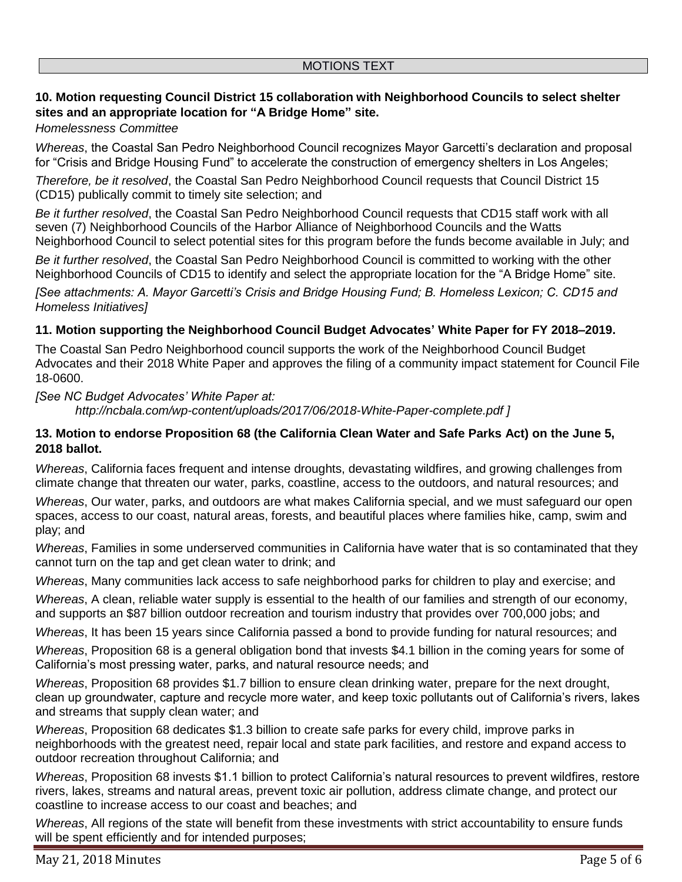## MOTIONS TEXT

**10. Motion requesting Council District 15 collaboration with Neighborhood Councils to select shelter sites and an appropriate location for "A Bridge Home" site.**

*Homelessness Committee*

*Whereas*, the Coastal San Pedro Neighborhood Council recognizes Mayor Garcetti's declaration and proposal for "Crisis and Bridge Housing Fund" to accelerate the construction of emergency shelters in Los Angeles;

*Therefore, be it resolved*, the Coastal San Pedro Neighborhood Council requests that Council District 15 (CD15) publically commit to timely site selection; and

*Be it further resolved*, the Coastal San Pedro Neighborhood Council requests that CD15 staff work with all seven (7) Neighborhood Councils of the Harbor Alliance of Neighborhood Councils and the Watts Neighborhood Council to select potential sites for this program before the funds become available in July; and

*Be it further resolved*, the Coastal San Pedro Neighborhood Council is committed to working with the other Neighborhood Councils of CD15 to identify and select the appropriate location for the "A Bridge Home" site.

*[See attachments: A. Mayor Garcetti's Crisis and Bridge Housing Fund; B. Homeless Lexicon; C. CD15 and Homeless Initiatives]*

**11. Motion supporting the Neighborhood Council Budget Advocates' White Paper for FY 2018–2019.**

The Coastal San Pedro Neighborhood council supports the work of the Neighborhood Council Budget Advocates and their 2018 White Paper and approves the filing of a community impact statement for Council File 18-0600.

*[See NC Budget Advocates' White Paper at:*
*http://ncbala.com/wp-content/uploads/2017/06/2018-White-Paper-complete.pdf ]*

**13. Motion to endorse Proposition 68 (the California Clean Water and Safe Parks Act) on the June 5, 2018 ballot.**

*Whereas*, California faces frequent and intense droughts, devastating wildfires, and growing challenges from climate change that threaten our water, parks, coastline, access to the outdoors, and natural resources; and

*Whereas*, Our water, parks, and outdoors are what makes California special, and we must safeguard our open spaces, access to our coast, natural areas, forests, and beautiful places where families hike, camp, swim and play; and

*Whereas*, Families in some underserved communities in California have water that is so contaminated that they cannot turn on the tap and get clean water to drink; and

*Whereas*, Many communities lack access to safe neighborhood parks for children to play and exercise; and

*Whereas*, A clean, reliable water supply is essential to the health of our families and strength of our economy, and supports an $87 billion outdoor recreation and tourism industry that provides over 700,000 jobs; and

*Whereas*, It has been 15 years since California passed a bond to provide funding for natural resources; and

*Whereas*, Proposition 68 is a general obligation bond that invests $4.1 billion in the coming years for some of California's most pressing water, parks, and natural resource needs; and

*Whereas*, Proposition 68 provides $1.7 billion to ensure clean drinking water, prepare for the next drought, clean up groundwater, capture and recycle more water, and keep toxic pollutants out of California's rivers, lakes and streams that supply clean water; and

*Whereas*, Proposition 68 dedicates $1.3 billion to create safe parks for every child, improve parks in neighborhoods with the greatest need, repair local and state park facilities, and restore and expand access to outdoor recreation throughout California; and

*Whereas*, Proposition 68 invests $1.1 billion to protect California's natural resources to prevent wildfires, restore rivers, lakes, streams and natural areas, prevent toxic air pollution, address climate change, and protect our coastline to increase access to our coast and beaches; and

*Whereas*, All regions of the state will benefit from these investments with strict accountability to ensure funds will be spent efficiently and for intended purposes;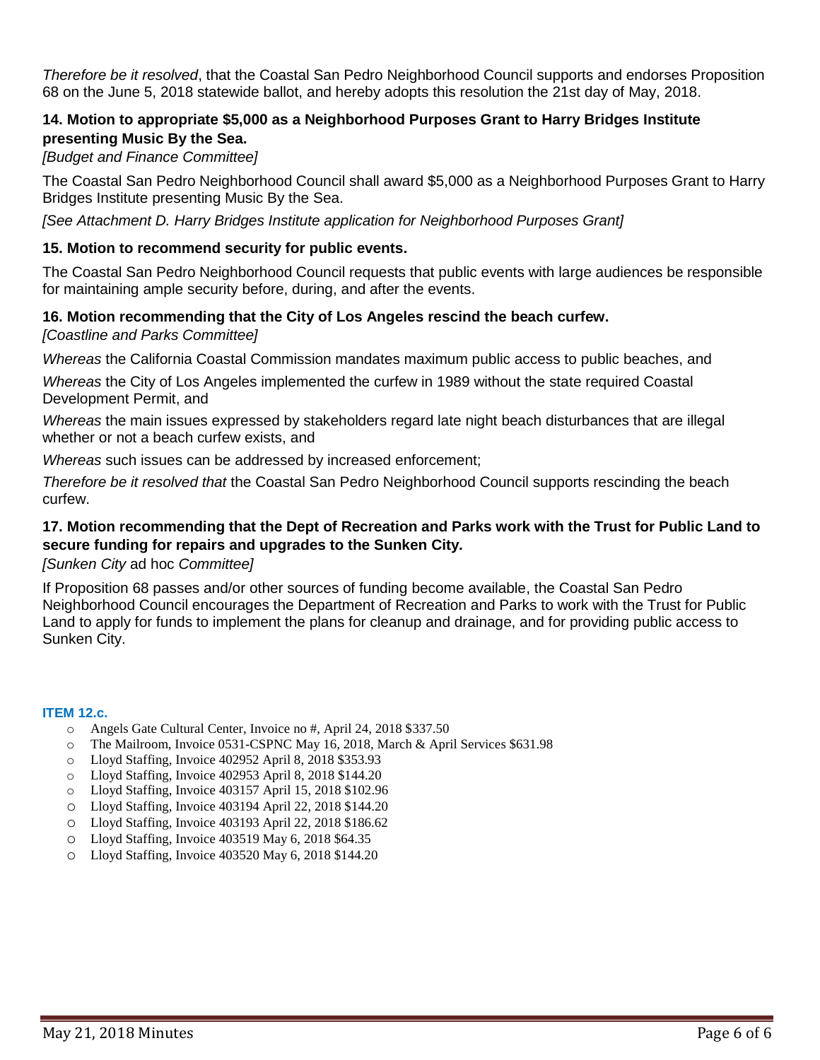*Therefore be it resolved*, that the Coastal San Pedro Neighborhood Council supports and endorses Proposition 68 on the June 5, 2018 statewide ballot, and hereby adopts this resolution the 21st day of May, 2018.

**14. Motion to appropriate $5,000 as a Neighborhood Purposes Grant to Harry Bridges Institute presenting Music By the Sea.**

*[Budget and Finance Committee]*

The Coastal San Pedro Neighborhood Council shall award $5,000 as a Neighborhood Purposes Grant to Harry Bridges Institute presenting Music By the Sea.

*[See Attachment D. Harry Bridges Institute application for Neighborhood Purposes Grant]*

**15. Motion to recommend security for public events.**

The Coastal San Pedro Neighborhood Council requests that public events with large audiences be responsible for maintaining ample security before, during, and after the events.

**16. Motion recommending that the City of Los Angeles rescind the beach curfew.**

*[Coastline and Parks Committee]*

*Whereas* the California Coastal Commission mandates maximum public access to public beaches, and

*Whereas* the City of Los Angeles implemented the curfew in 1989 without the state required Coastal Development Permit, and

*Whereas* the main issues expressed by stakeholders regard late night beach disturbances that are illegal whether or not a beach curfew exists, and

*Whereas* such issues can be addressed by increased enforcement;

*Therefore be it resolved that* the Coastal San Pedro Neighborhood Council supports rescinding the beach curfew.

**17. Motion recommending that the Dept of Recreation and Parks work with the Trust for Public Land to secure funding for repairs and upgrades to the Sunken City.**

*[Sunken City* ad hoc *Committee]*

If Proposition 68 passes and/or other sources of funding become available, the Coastal San Pedro Neighborhood Council encourages the Department of Recreation and Parks to work with the Trust for Public Land to apply for funds to implement the plans for cleanup and drainage, and for providing public access to Sunken City.

**ITEM 12.c.**

- Angels Gate Cultural Center, Invoice no #, April 24, 2018 $337.50
- The Mailroom, Invoice 0531-CSPNC May 16, 2018, March & April Services $631.98
- Lloyd Staffing, Invoice 402952 April 8, 2018 $353.93
- Lloyd Staffing, Invoice 402953 April 8, 2018 $144.20
- Lloyd Staffing, Invoice 403157 April 15, 2018 $102.96
- Lloyd Staffing, Invoice 403194 April 22, 2018 $144.20
- Lloyd Staffing, Invoice 403193 April 22, 2018 $186.62
- Lloyd Staffing, Invoice 403519 May 6, 2018 $64.35
- Lloyd Staffing, Invoice 403520 May 6, 2018 $144.20